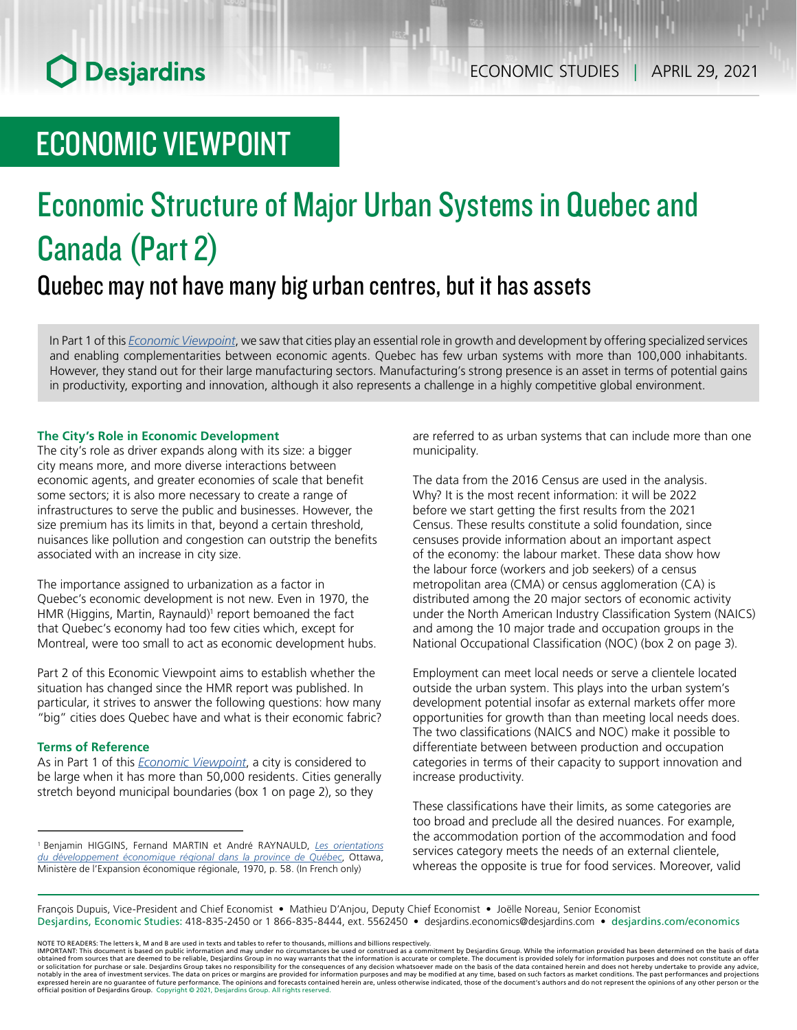# ECONOMIC VIEWPOINT

# Economic Structure of Major Urban Systems in Quebec and Canada (Part 2)

## Quebec may not have many big urban centres, but it has assets

In Part 1 of this *Economic Viewpoint*, we saw that cities play an essential role in growth and development by offering specialized services and enabling complementarities between economic agents. Quebec has few urban systems with more than 100,000 inhabitants. However, they stand out for their large manufacturing sectors. Manufacturing's strong presence is an asset in terms of potential gains in productivity, exporting and innovation, although it also represents a challenge in a highly competitive global environment.

### The City's Role in Economic Development

The city's role as driver expands along with its size: a bigger city means more, and more diverse interactions between economic agents, and greater economies of scale that benefit some sectors; it is also more necessary to create a range of infrastructures to serve the public and businesses. However, the size premium has its limits in that, beyond a certain threshold, nuisances like pollution and congestion can outstrip the benefits associated with an increase in city size.

The importance assigned to urbanization as a factor in Quebec's economic development is not new. Even in 1970, the HMR (Higgins, Martin, Raynauld)[1] report bemoaned the fact that Quebec's economy had too few cities which, except for Montreal, were too small to act as economic development hubs.

Part 2 of this Economic Viewpoint aims to establish whether the situation has changed since the HMR report was published. In particular, it strives to answer the following questions: how many "big" cities does Quebec have and what is their economic fabric?

### Terms of Reference

As in Part 1 of this *Economic Viewpoint*, a city is considered to be large when it has more than 50,000 residents. Cities generally stretch beyond municipal boundaries (box 1 on page 2), so they are referred to as urban systems that can include more than one municipality.

The data from the 2016 Census are used in the analysis. Why? It is the most recent information: it will be 2022 before we start getting the first results from the 2021 Census. These results constitute a solid foundation, since censuses provide information about an important aspect of the economy: the labour market. These data show how the labour force (workers and job seekers) of a census metropolitan area (CMA) or census agglomeration (CA) is distributed among the 20 major sectors of economic activity under the North American Industry Classification System (NAICS) and among the 10 major trade and occupation groups in the National Occupational Classification (NOC) (box 2 on page 3).

Employment can meet local needs or serve a clientele located outside the urban system. This plays into the urban system's development potential insofar as external markets offer more opportunities for growth than than meeting local needs does. The two classifications (NAICS and NOC) make it possible to differentiate between between production and occupation categories in terms of their capacity to support innovation and increase productivity.

These classifications have their limits, as some categories are too broad and preclude all the desired nuances. For example, the accommodation portion of the accommodation and food services category meets the needs of an external clientele, whereas the opposite is true for food services. Moreover, valid

[1] Benjamin HIGGINS, Fernand MARTIN et André RAYNAULD, *Les orientations du développement économique régional dans la province de Québec*, Ottawa, Ministère de l'Expansion économique régionale, 1970, p. 58. (In French only)

François Dupuis, Vice-President and Chief Economist • Mathieu D'Anjou, Deputy Chief Economist • Joëlle Noreau, Senior Economist
Desjardins, Economic Studies: 418-835-2450 or 1 866-835-8444, ext. 5562450 • desjardins.economics@desjardins.com • desjardins.com/economics

NOTE TO READERS: The letters k, M and B are used in texts and tables to refer to thousands, millions and billions respectively.
IMPORTANT: This document is based on public information and may under no circumstances be used or construed as a commitment by Desjardins Group. While the information provided has been determined on the basis of data obtained from sources that are deemed to be reliable, Desjardins Group in no way warrants that the information is accurate or complete. The document is provided solely for information purposes and does not constitute an offer or solicitation for purchase or sale. Desjardins Group takes no responsibility for the consequences of any decision whatsoever made on the basis of the data contained herein and does not hereby undertake to provide any advice, notably in the area of investment services. The data on prices or margins are provided for information purposes and may be modified at any time, based on such factors as market conditions. The past performances and projections expressed herein are no guarantee of future performance. The opinions and forecasts contained herein are, unless otherwise indicated, those of the document's authors and do not represent the opinions of any other person or the official position of Desjardins Group. Copyright © 2021, Desjardins Group. All rights reserved.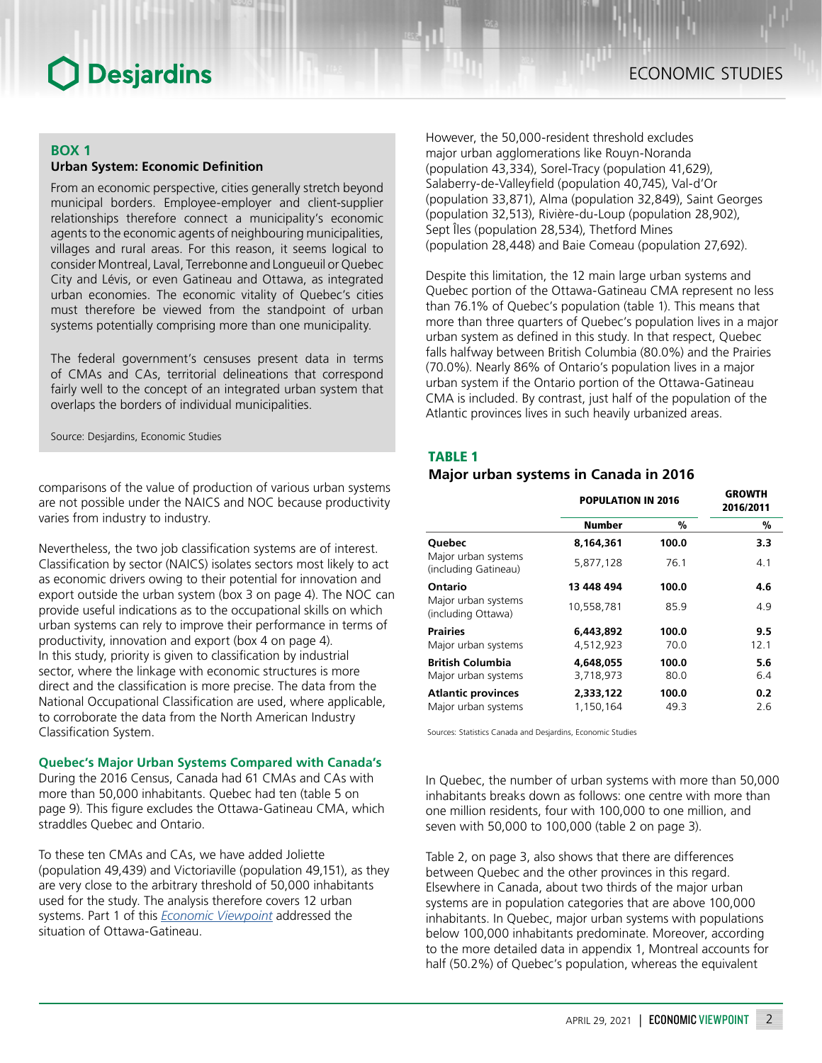### BOX 1

**Urban System: Economic Definition**

From an economic perspective, cities generally stretch beyond municipal borders. Employee-employer and client-supplier relationships therefore connect a municipality's economic agents to the economic agents of neighbouring municipalities, villages and rural areas. For this reason, it seems logical to consider Montreal, Laval, Terrebonne and Longueuil or Quebec City and Lévis, or even Gatineau and Ottawa, as integrated urban economies. The economic vitality of Quebec's cities must therefore be viewed from the standpoint of urban systems potentially comprising more than one municipality.

The federal government's censuses present data in terms of CMAs and CAs, territorial delineations that correspond fairly well to the concept of an integrated urban system that overlaps the borders of individual municipalities.

Source: Desjardins, Economic Studies

comparisons of the value of production of various urban systems are not possible under the NAICS and NOC because productivity varies from industry to industry.

Nevertheless, the two job classification systems are of interest. Classification by sector (NAICS) isolates sectors most likely to act as economic drivers owing to their potential for innovation and export outside the urban system (box 3 on page 4). The NOC can provide useful indications as to the occupational skills on which urban systems can rely to improve their performance in terms of productivity, innovation and export (box 4 on page 4). In this study, priority is given to classification by industrial sector, where the linkage with economic structures is more direct and the classification is more precise. The data from the National Occupational Classification are used, where applicable, to corroborate the data from the North American Industry Classification System.

### Quebec's Major Urban Systems Compared with Canada's

During the 2016 Census, Canada had 61 CMAs and CAs with more than 50,000 inhabitants. Quebec had ten (table 5 on page 9). This figure excludes the Ottawa-Gatineau CMA, which straddles Quebec and Ontario.

To these ten CMAs and CAs, we have added Joliette (population 49,439) and Victoriaville (population 49,151), as they are very close to the arbitrary threshold of 50,000 inhabitants used for the study. The analysis therefore covers 12 urban systems. Part 1 of this *Economic Viewpoint* addressed the situation of Ottawa-Gatineau.

However, the 50,000-resident threshold excludes major urban agglomerations like Rouyn-Noranda (population 43,334), Sorel-Tracy (population 41,629), Salaberry-de-Valleyfield (population 40,745), Val-d'Or (population 33,871), Alma (population 32,849), Saint Georges (population 32,513), Rivière-du-Loup (population 28,902), Sept Îles (population 28,534), Thetford Mines (population 28,448) and Baie Comeau (population 27,692).

Despite this limitation, the 12 main large urban systems and Quebec portion of the Ottawa-Gatineau CMA represent no less than 76.1% of Quebec's population (table 1). This means that more than three quarters of Quebec's population lives in a major urban system as defined in this study. In that respect, Quebec falls halfway between British Columbia (80.0%) and the Prairies (70.0%). Nearly 86% of Ontario's population lives in a major urban system if the Ontario portion of the Ottawa-Gatineau CMA is included. By contrast, just half of the population of the Atlantic provinces lives in such heavily urbanized areas.

### TABLE 1

**Major urban systems in Canada in 2016**

| | POPULATION IN 2016 | | GROWTH 2016/2011 |
|---|---|---|---|
| | **Number** | **%** | **%** |
| **Quebec** | **8,164,361** | **100.0** | **3.3** |
| Major urban systems (including Gatineau) | 5,877,128 | 76.1 | 4.1 |
| **Ontario** | **13 448 494** | **100.0** | **4.6** |
| Major urban systems (including Ottawa) | 10,558,781 | 85.9 | 4.9 |
| **Prairies** | **6,443,892** | **100.0** | **9.5** |
| Major urban systems | 4,512,923 | 70.0 | 12.1 |
| **British Columbia** | **4,648,055** | **100.0** | **5.6** |
| Major urban systems | 3,718,973 | 80.0 | 6.4 |
| **Atlantic provinces** | **2,333,122** | **100.0** | **0.2** |
| Major urban systems | 1,150,164 | 49.3 | 2.6 |

Sources: Statistics Canada and Desjardins, Economic Studies

In Quebec, the number of urban systems with more than 50,000 inhabitants breaks down as follows: one centre with more than one million residents, four with 100,000 to one million, and seven with 50,000 to 100,000 (table 2 on page 3).

Table 2, on page 3, also shows that there are differences between Quebec and the other provinces in this regard. Elsewhere in Canada, about two thirds of the major urban systems are in population categories that are above 100,000 inhabitants. In Quebec, major urban systems with populations below 100,000 inhabitants predominate. Moreover, according to the more detailed data in appendix 1, Montreal accounts for half (50.2%) of Quebec's population, whereas the equivalent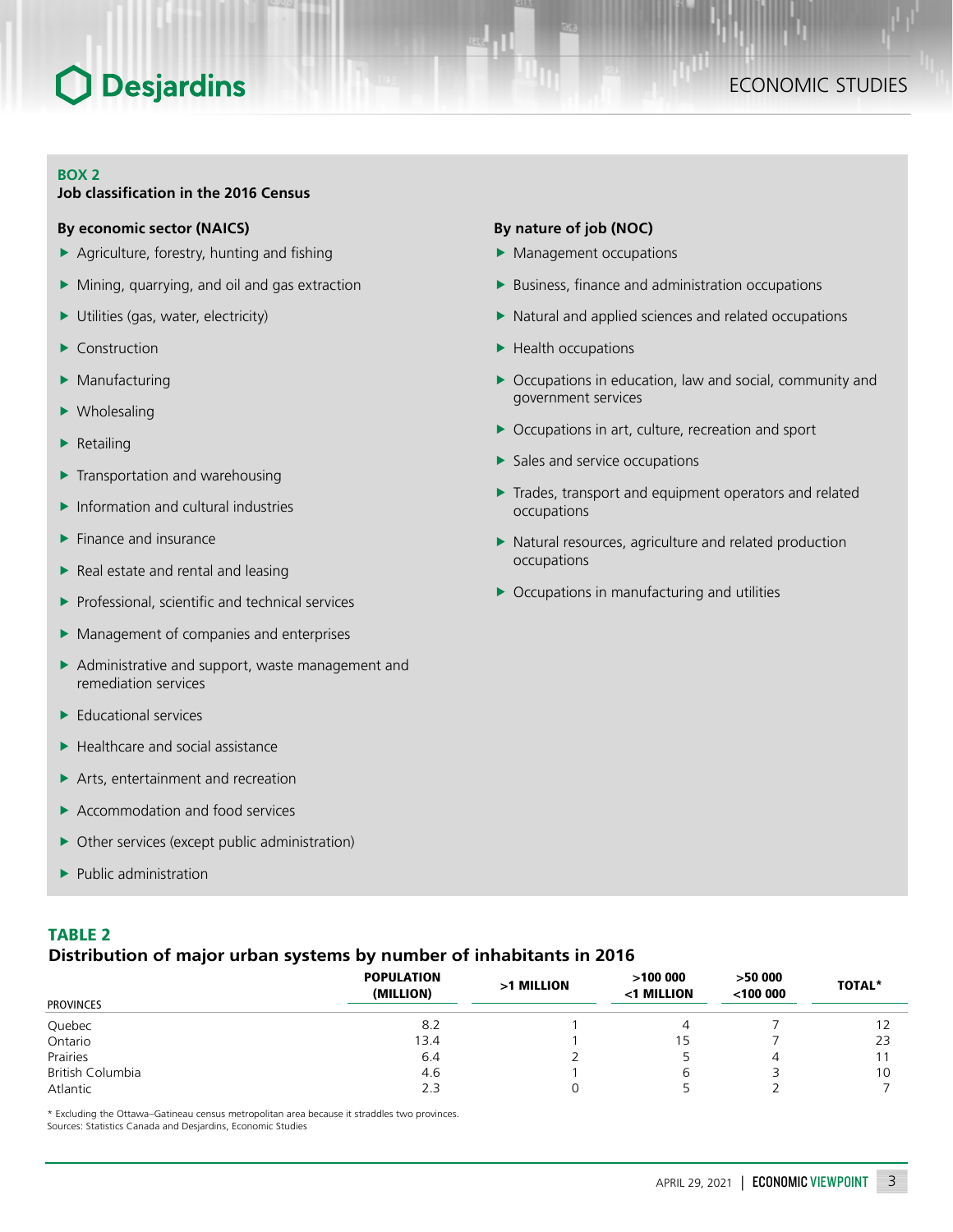**BOX 2**
**Job classification in the 2016 Census**

**By economic sector (NAICS)**

- Agriculture, forestry, hunting and fishing
- Mining, quarrying, and oil and gas extraction
- Utilities (gas, water, electricity)
- Construction
- Manufacturing
- Wholesaling
- Retailing
- Transportation and warehousing
- Information and cultural industries
- Finance and insurance
- Real estate and rental and leasing
- Professional, scientific and technical services
- Management of companies and enterprises
- Administrative and support, waste management and remediation services
- Educational services
- Healthcare and social assistance
- Arts, entertainment and recreation
- Accommodation and food services
- Other services (except public administration)
- Public administration

**By nature of job (NOC)**

- Management occupations
- Business, finance and administration occupations
- Natural and applied sciences and related occupations
- Health occupations
- Occupations in education, law and social, community and government services
- Occupations in art, culture, recreation and sport
- Sales and service occupations
- Trades, transport and equipment operators and related occupations
- Natural resources, agriculture and related production occupations
- Occupations in manufacturing and utilities

**TABLE 2**
**Distribution of major urban systems by number of inhabitants in 2016**

| PROVINCES | POPULATION (MILLION) | >1 MILLION | >100 000 <1 MILLION | >50 000 <100 000 | TOTAL* |
|---|---|---|---|---|---|
| Quebec | 8.2 | 1 | 4 | 7 | 12 |
| Ontario | 13.4 | 1 | 15 | 7 | 23 |
| Prairies | 6.4 | 2 | 5 | 4 | 11 |
| British Columbia | 4.6 | 1 | 6 | 3 | 10 |
| Atlantic | 2.3 | 0 | 5 | 2 | 7 |

* Excluding the Ottawa–Gatineau census metropolitan area because it straddles two provinces.
Sources: Statistics Canada and Desjardins, Economic Studies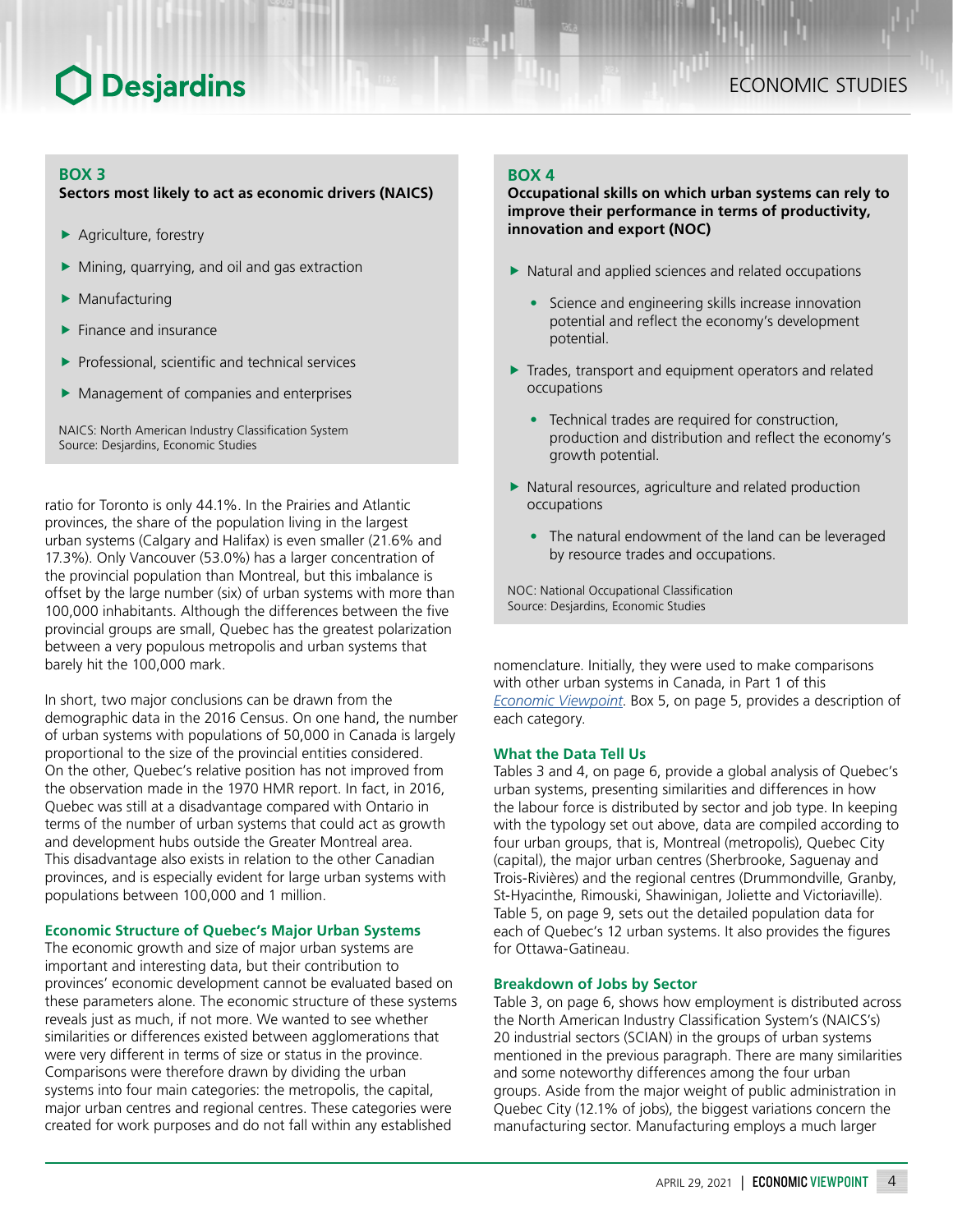**BOX 3**

**Sectors most likely to act as economic drivers (NAICS)**

- Agriculture, forestry
- Mining, quarrying, and oil and gas extraction
- Manufacturing
- Finance and insurance
- Professional, scientific and technical services
- Management of companies and enterprises

NAICS: North American Industry Classification System
Source: Desjardins, Economic Studies

ratio for Toronto is only 44.1%. In the Prairies and Atlantic provinces, the share of the population living in the largest urban systems (Calgary and Halifax) is even smaller (21.6% and 17.3%). Only Vancouver (53.0%) has a larger concentration of the provincial population than Montreal, but this imbalance is offset by the large number (six) of urban systems with more than 100,000 inhabitants. Although the differences between the five provincial groups are small, Quebec has the greatest polarization between a very populous metropolis and urban systems that barely hit the 100,000 mark.

In short, two major conclusions can be drawn from the demographic data in the 2016 Census. On one hand, the number of urban systems with populations of 50,000 in Canada is largely proportional to the size of the provincial entities considered. On the other, Quebec's relative position has not improved from the observation made in the 1970 HMR report. In fact, in 2016, Quebec was still at a disadvantage compared with Ontario in terms of the number of urban systems that could act as growth and development hubs outside the Greater Montreal area. This disadvantage also exists in relation to the other Canadian provinces, and is especially evident for large urban systems with populations between 100,000 and 1 million.

### Economic Structure of Quebec's Major Urban Systems

The economic growth and size of major urban systems are important and interesting data, but their contribution to provinces' economic development cannot be evaluated based on these parameters alone. The economic structure of these systems reveals just as much, if not more. We wanted to see whether similarities or differences existed between agglomerations that were very different in terms of size or status in the province. Comparisons were therefore drawn by dividing the urban systems into four main categories: the metropolis, the capital, major urban centres and regional centres. These categories were created for work purposes and do not fall within any established nomenclature. Initially, they were used to make comparisons with other urban systems in Canada, in Part 1 of this *Economic Viewpoint*. Box 5, on page 5, provides a description of each category.

**BOX 4**

**Occupational skills on which urban systems can rely to improve their performance in terms of productivity, innovation and export (NOC)**

- Natural and applied sciences and related occupations
  - Science and engineering skills increase innovation potential and reflect the economy's development potential.
- Trades, transport and equipment operators and related occupations
  - Technical trades are required for construction, production and distribution and reflect the economy's growth potential.
- Natural resources, agriculture and related production occupations
  - The natural endowment of the land can be leveraged by resource trades and occupations.

NOC: National Occupational Classification
Source: Desjardins, Economic Studies

### What the Data Tell Us

Tables 3 and 4, on page 6, provide a global analysis of Quebec's urban systems, presenting similarities and differences in how the labour force is distributed by sector and job type. In keeping with the typology set out above, data are compiled according to four urban groups, that is, Montreal (metropolis), Quebec City (capital), the major urban centres (Sherbrooke, Saguenay and Trois-Rivières) and the regional centres (Drummondville, Granby, St-Hyacinthe, Rimouski, Shawinigan, Joliette and Victoriaville). Table 5, on page 9, sets out the detailed population data for each of Quebec's 12 urban systems. It also provides the figures for Ottawa-Gatineau.

### Breakdown of Jobs by Sector

Table 3, on page 6, shows how employment is distributed across the North American Industry Classification System's (NAICS's) 20 industrial sectors (SCIAN) in the groups of urban systems mentioned in the previous paragraph. There are many similarities and some noteworthy differences among the four urban groups. Aside from the major weight of public administration in Quebec City (12.1% of jobs), the biggest variations concern the manufacturing sector. Manufacturing employs a much larger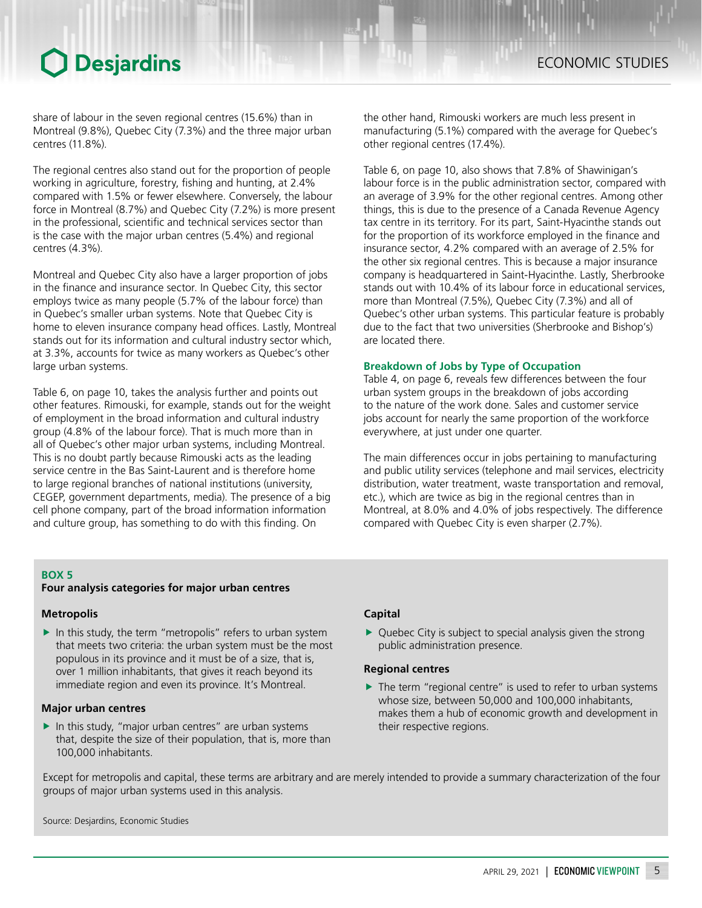share of labour in the seven regional centres (15.6%) than in Montreal (9.8%), Quebec City (7.3%) and the three major urban centres (11.8%).

The regional centres also stand out for the proportion of people working in agriculture, forestry, fishing and hunting, at 2.4% compared with 1.5% or fewer elsewhere. Conversely, the labour force in Montreal (8.7%) and Quebec City (7.2%) is more present in the professional, scientific and technical services sector than is the case with the major urban centres (5.4%) and regional centres (4.3%).

Montreal and Quebec City also have a larger proportion of jobs in the finance and insurance sector. In Quebec City, this sector employs twice as many people (5.7% of the labour force) than in Quebec's smaller urban systems. Note that Quebec City is home to eleven insurance company head offices. Lastly, Montreal stands out for its information and cultural industry sector which, at 3.3%, accounts for twice as many workers as Quebec's other large urban systems.

Table 6, on page 10, takes the analysis further and points out other features. Rimouski, for example, stands out for the weight of employment in the broad information and cultural industry group (4.8% of the labour force). That is much more than in all of Quebec's other major urban systems, including Montreal. This is no doubt partly because Rimouski acts as the leading service centre in the Bas Saint-Laurent and is therefore home to large regional branches of national institutions (university, CEGEP, government departments, media). The presence of a big cell phone company, part of the broad information information and culture group, has something to do with this finding. On the other hand, Rimouski workers are much less present in manufacturing (5.1%) compared with the average for Quebec's other regional centres (17.4%).

Table 6, on page 10, also shows that 7.8% of Shawinigan's labour force is in the public administration sector, compared with an average of 3.9% for the other regional centres. Among other things, this is due to the presence of a Canada Revenue Agency tax centre in its territory. For its part, Saint-Hyacinthe stands out for the proportion of its workforce employed in the finance and insurance sector, 4.2% compared with an average of 2.5% for the other six regional centres. This is because a major insurance company is headquartered in Saint-Hyacinthe. Lastly, Sherbrooke stands out with 10.4% of its labour force in educational services, more than Montreal (7.5%), Quebec City (7.3%) and all of Quebec's other urban systems. This particular feature is probably due to the fact that two universities (Sherbrooke and Bishop's) are located there.

### Breakdown of Jobs by Type of Occupation

Table 4, on page 6, reveals few differences between the four urban system groups in the breakdown of jobs according to the nature of the work done. Sales and customer service jobs account for nearly the same proportion of the workforce everywhere, at just under one quarter.

The main differences occur in jobs pertaining to manufacturing and public utility services (telephone and mail services, electricity distribution, water treatment, waste transportation and removal, etc.), which are twice as big in the regional centres than in Montreal, at 8.0% and 4.0% of jobs respectively. The difference compared with Quebec City is even sharper (2.7%).

---

**BOX 5**

**Four analysis categories for major urban centres**

**Metropolis**

- In this study, the term "metropolis" refers to urban system that meets two criteria: the urban system must be the most populous in its province and it must be of a size, that is, over 1 million inhabitants, that gives it reach beyond its immediate region and even its province. It's Montreal.

**Major urban centres**

- In this study, "major urban centres" are urban systems that, despite the size of their population, that is, more than 100,000 inhabitants.

**Capital**

- Quebec City is subject to special analysis given the strong public administration presence.

**Regional centres**

- The term "regional centre" is used to refer to urban systems whose size, between 50,000 and 100,000 inhabitants, makes them a hub of economic growth and development in their respective regions.

Except for metropolis and capital, these terms are arbitrary and are merely intended to provide a summary characterization of the four groups of major urban systems used in this analysis.

Source: Desjardins, Economic Studies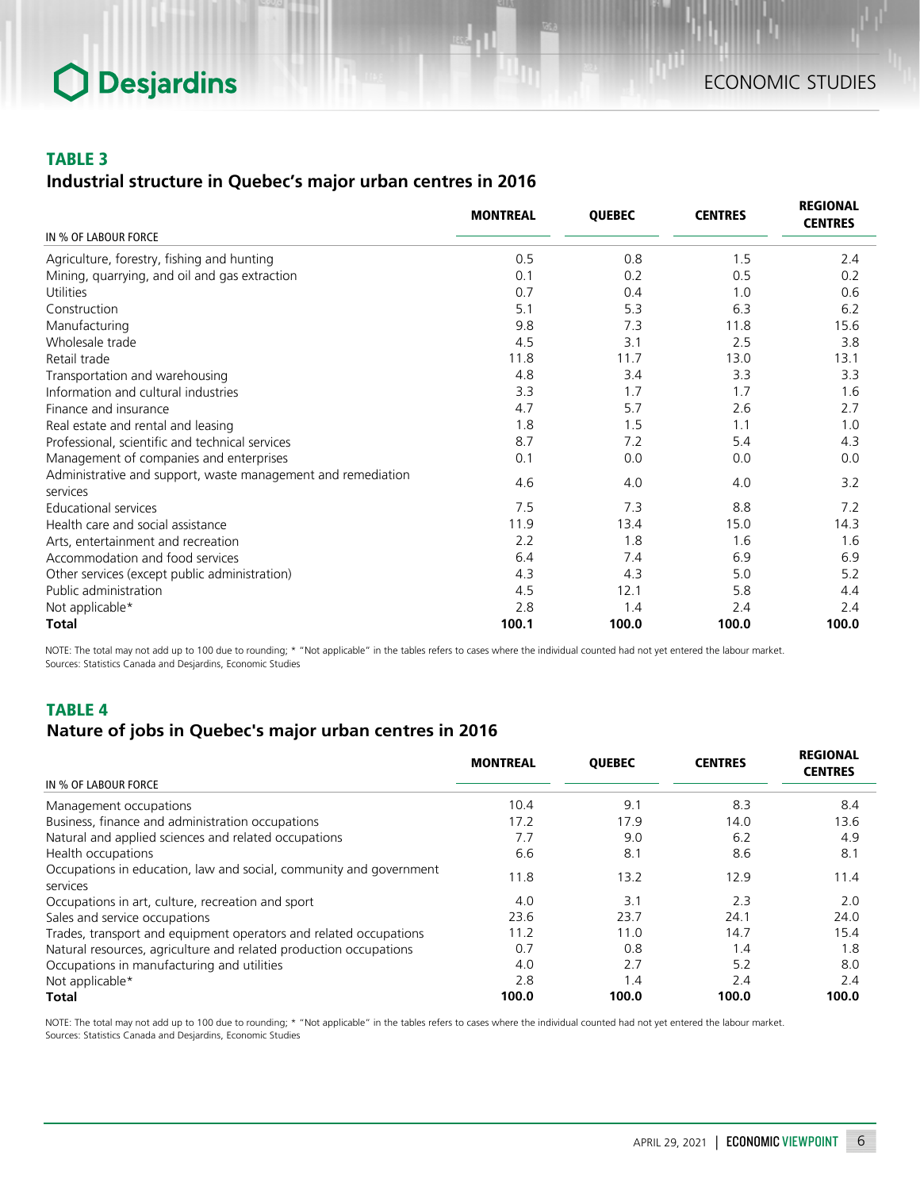### TABLE 3

### Industrial structure in Quebec's major urban centres in 2016

| IN % OF LABOUR FORCE | MONTREAL | QUEBEC | CENTRES | REGIONAL CENTRES |
|---|---|---|---|---|
| Agriculture, forestry, fishing and hunting | 0.5 | 0.8 | 1.5 | 2.4 |
| Mining, quarrying, and oil and gas extraction | 0.1 | 0.2 | 0.5 | 0.2 |
| Utilities | 0.7 | 0.4 | 1.0 | 0.6 |
| Construction | 5.1 | 5.3 | 6.3 | 6.2 |
| Manufacturing | 9.8 | 7.3 | 11.8 | 15.6 |
| Wholesale trade | 4.5 | 3.1 | 2.5 | 3.8 |
| Retail trade | 11.8 | 11.7 | 13.0 | 13.1 |
| Transportation and warehousing | 4.8 | 3.4 | 3.3 | 3.3 |
| Information and cultural industries | 3.3 | 1.7 | 1.7 | 1.6 |
| Finance and insurance | 4.7 | 5.7 | 2.6 | 2.7 |
| Real estate and rental and leasing | 1.8 | 1.5 | 1.1 | 1.0 |
| Professional, scientific and technical services | 8.7 | 7.2 | 5.4 | 4.3 |
| Management of companies and enterprises | 0.1 | 0.0 | 0.0 | 0.0 |
| Administrative and support, waste management and remediation services | 4.6 | 4.0 | 4.0 | 3.2 |
| Educational services | 7.5 | 7.3 | 8.8 | 7.2 |
| Health care and social assistance | 11.9 | 13.4 | 15.0 | 14.3 |
| Arts, entertainment and recreation | 2.2 | 1.8 | 1.6 | 1.6 |
| Accommodation and food services | 6.4 | 7.4 | 6.9 | 6.9 |
| Other services (except public administration) | 4.3 | 4.3 | 5.0 | 5.2 |
| Public administration | 4.5 | 12.1 | 5.8 | 4.4 |
| Not applicable* | 2.8 | 1.4 | 2.4 | 2.4 |
| **Total** | **100.1** | **100.0** | **100.0** | **100.0** |

NOTE: The total may not add up to 100 due to rounding; * "Not applicable" in the tables refers to cases where the individual counted had not yet entered the labour market.
Sources: Statistics Canada and Desjardins, Economic Studies

### TABLE 4

### Nature of jobs in Quebec's major urban centres in 2016

| IN % OF LABOUR FORCE | MONTREAL | QUEBEC | CENTRES | REGIONAL CENTRES |
|---|---|---|---|---|
| Management occupations | 10.4 | 9.1 | 8.3 | 8.4 |
| Business, finance and administration occupations | 17.2 | 17.9 | 14.0 | 13.6 |
| Natural and applied sciences and related occupations | 7.7 | 9.0 | 6.2 | 4.9 |
| Health occupations | 6.6 | 8.1 | 8.6 | 8.1 |
| Occupations in education, law and social, community and government services | 11.8 | 13.2 | 12.9 | 11.4 |
| Occupations in art, culture, recreation and sport | 4.0 | 3.1 | 2.3 | 2.0 |
| Sales and service occupations | 23.6 | 23.7 | 24.1 | 24.0 |
| Trades, transport and equipment operators and related occupations | 11.2 | 11.0 | 14.7 | 15.4 |
| Natural resources, agriculture and related production occupations | 0.7 | 0.8 | 1.4 | 1.8 |
| Occupations in manufacturing and utilities | 4.0 | 2.7 | 5.2 | 8.0 |
| Not applicable* | 2.8 | 1.4 | 2.4 | 2.4 |
| **Total** | **100.0** | **100.0** | **100.0** | **100.0** |

NOTE: The total may not add up to 100 due to rounding; * "Not applicable" in the tables refers to cases where the individual counted had not yet entered the labour market.
Sources: Statistics Canada and Desjardins, Economic Studies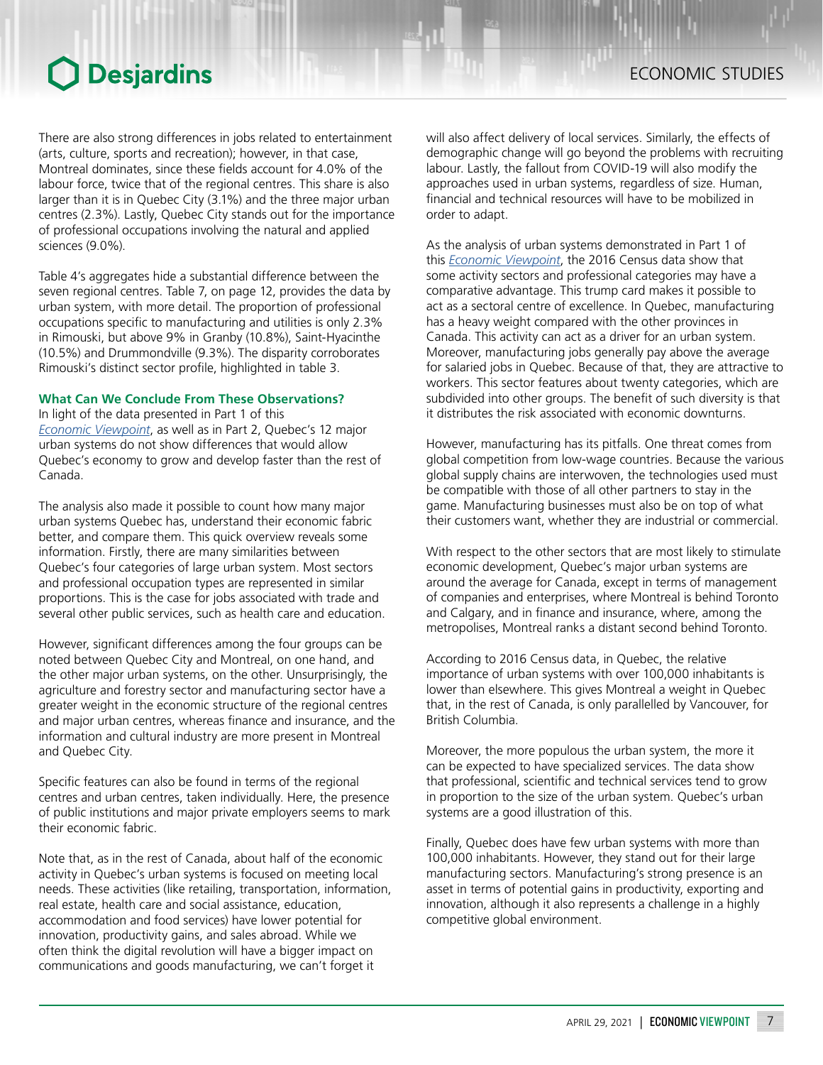There are also strong differences in jobs related to entertainment (arts, culture, sports and recreation); however, in that case, Montreal dominates, since these fields account for 4.0% of the labour force, twice that of the regional centres. This share is also larger than it is in Quebec City (3.1%) and the three major urban centres (2.3%). Lastly, Quebec City stands out for the importance of professional occupations involving the natural and applied sciences (9.0%).

Table 4's aggregates hide a substantial difference between the seven regional centres. Table 7, on page 12, provides the data by urban system, with more detail. The proportion of professional occupations specific to manufacturing and utilities is only 2.3% in Rimouski, but above 9% in Granby (10.8%), Saint-Hyacinthe (10.5%) and Drummondville (9.3%). The disparity corroborates Rimouski's distinct sector profile, highlighted in table 3.

**What Can We Conclude From These Observations?**

In light of the data presented in Part 1 of this *Economic Viewpoint*, as well as in Part 2, Quebec's 12 major urban systems do not show differences that would allow Quebec's economy to grow and develop faster than the rest of Canada.

The analysis also made it possible to count how many major urban systems Quebec has, understand their economic fabric better, and compare them. This quick overview reveals some information. Firstly, there are many similarities between Quebec's four categories of large urban system. Most sectors and professional occupation types are represented in similar proportions. This is the case for jobs associated with trade and several other public services, such as health care and education.

However, significant differences among the four groups can be noted between Quebec City and Montreal, on one hand, and the other major urban systems, on the other. Unsurprisingly, the agriculture and forestry sector and manufacturing sector have a greater weight in the economic structure of the regional centres and major urban centres, whereas finance and insurance, and the information and cultural industry are more present in Montreal and Quebec City.

Specific features can also be found in terms of the regional centres and urban centres, taken individually. Here, the presence of public institutions and major private employers seems to mark their economic fabric.

Note that, as in the rest of Canada, about half of the economic activity in Quebec's urban systems is focused on meeting local needs. These activities (like retailing, transportation, information, real estate, health care and social assistance, education, accommodation and food services) have lower potential for innovation, productivity gains, and sales abroad. While we often think the digital revolution will have a bigger impact on communications and goods manufacturing, we can't forget it will also affect delivery of local services. Similarly, the effects of demographic change will go beyond the problems with recruiting labour. Lastly, the fallout from COVID-19 will also modify the approaches used in urban systems, regardless of size. Human, financial and technical resources will have to be mobilized in order to adapt.

As the analysis of urban systems demonstrated in Part 1 of this *Economic Viewpoint*, the 2016 Census data show that some activity sectors and professional categories may have a comparative advantage. This trump card makes it possible to act as a sectoral centre of excellence. In Quebec, manufacturing has a heavy weight compared with the other provinces in Canada. This activity can act as a driver for an urban system. Moreover, manufacturing jobs generally pay above the average for salaried jobs in Quebec. Because of that, they are attractive to workers. This sector features about twenty categories, which are subdivided into other groups. The benefit of such diversity is that it distributes the risk associated with economic downturns.

However, manufacturing has its pitfalls. One threat comes from global competition from low-wage countries. Because the various global supply chains are interwoven, the technologies used must be compatible with those of all other partners to stay in the game. Manufacturing businesses must also be on top of what their customers want, whether they are industrial or commercial.

With respect to the other sectors that are most likely to stimulate economic development, Quebec's major urban systems are around the average for Canada, except in terms of management of companies and enterprises, where Montreal is behind Toronto and Calgary, and in finance and insurance, where, among the metropolises, Montreal ranks a distant second behind Toronto.

According to 2016 Census data, in Quebec, the relative importance of urban systems with over 100,000 inhabitants is lower than elsewhere. This gives Montreal a weight in Quebec that, in the rest of Canada, is only parallelled by Vancouver, for British Columbia.

Moreover, the more populous the urban system, the more it can be expected to have specialized services. The data show that professional, scientific and technical services tend to grow in proportion to the size of the urban system. Quebec's urban systems are a good illustration of this.

Finally, Quebec does have few urban systems with more than 100,000 inhabitants. However, they stand out for their large manufacturing sectors. Manufacturing's strong presence is an asset in terms of potential gains in productivity, exporting and innovation, although it also represents a challenge in a highly competitive global environment.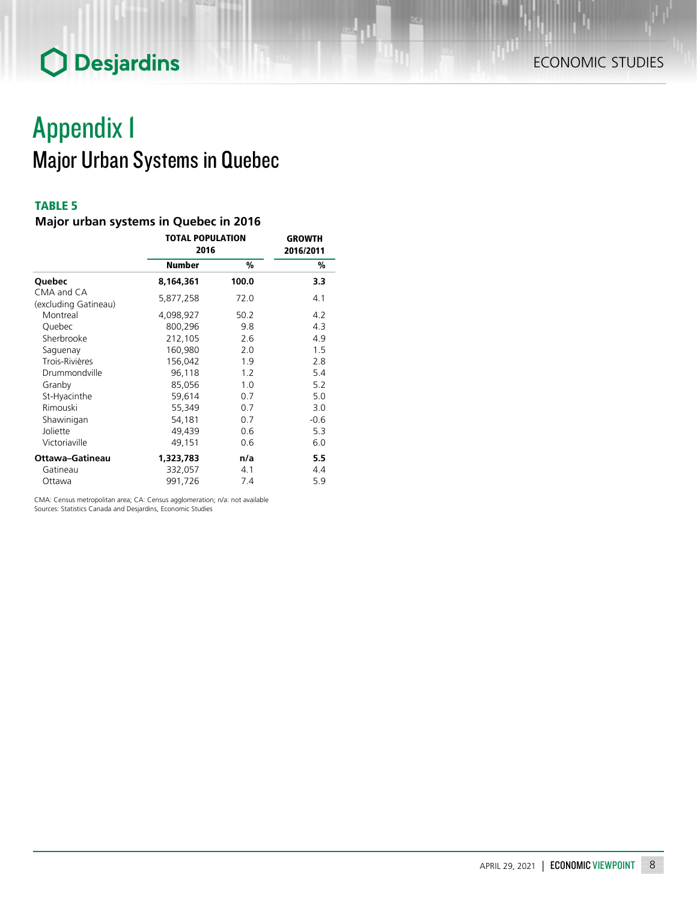# Appendix I

## Major Urban Systems in Quebec

**TABLE 5**

**Major urban systems in Quebec in 2016**

| | TOTAL POPULATION 2016 | | GROWTH 2016/2011 |
|---|---|---|---|
| | Number | % | % |
| **Quebec** | **8,164,361** | **100.0** | **3.3** |
| CMA and CA (excluding Gatineau) | 5,877,258 | 72.0 | 4.1 |
| Montreal | 4,098,927 | 50.2 | 4.2 |
| Quebec | 800,296 | 9.8 | 4.3 |
| Sherbrooke | 212,105 | 2.6 | 4.9 |
| Saguenay | 160,980 | 2.0 | 1.5 |
| Trois-Rivières | 156,042 | 1.9 | 2.8 |
| Drummondville | 96,118 | 1.2 | 5.4 |
| Granby | 85,056 | 1.0 | 5.2 |
| St-Hyacinthe | 59,614 | 0.7 | 5.0 |
| Rimouski | 55,349 | 0.7 | 3.0 |
| Shawinigan | 54,181 | 0.7 | -0.6 |
| Joliette | 49,439 | 0.6 | 5.3 |
| Victoriaville | 49,151 | 0.6 | 6.0 |
| **Ottawa–Gatineau** | **1,323,783** | **n/a** | **5.5** |
| Gatineau | 332,057 | 4.1 | 4.4 |
| Ottawa | 991,726 | 7.4 | 5.9 |

CMA: Census metropolitan area; CA: Census agglomeration; n/a: not available
Sources: Statistics Canada and Desjardins, Economic Studies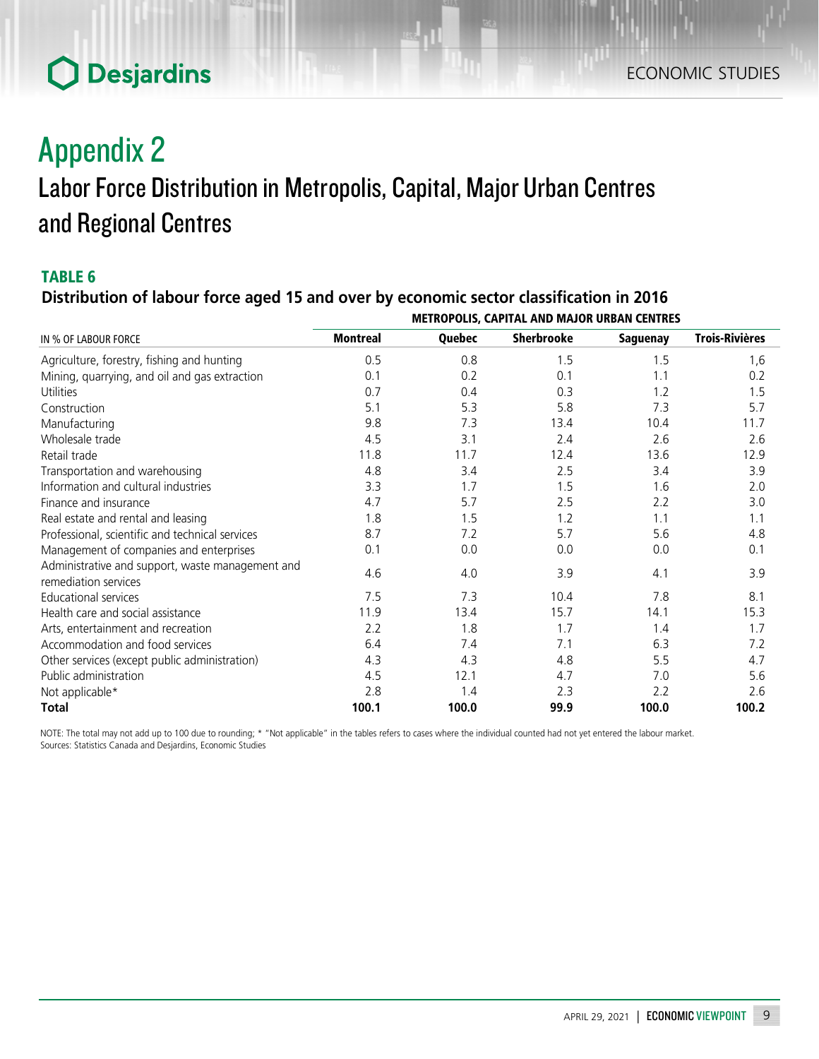# Appendix 2

## Labor Force Distribution in Metropolis, Capital, Major Urban Centres and Regional Centres

### TABLE 6

**Distribution of labour force aged 15 and over by economic sector classification in 2016**

| | METROPOLIS, CAPITAL AND MAJOR URBAN CENTRES | | | | |
|---|---|---|---|---|---|
| IN % OF LABOUR FORCE | **Montreal** | **Quebec** | **Sherbrooke** | **Saguenay** | **Trois-Rivières** |
| Agriculture, forestry, fishing and hunting | 0.5 | 0.8 | 1.5 | 1.5 | 1,6 |
| Mining, quarrying, and oil and gas extraction | 0.1 | 0.2 | 0.1 | 1.1 | 0.2 |
| Utilities | 0.7 | 0.4 | 0.3 | 1.2 | 1.5 |
| Construction | 5.1 | 5.3 | 5.8 | 7.3 | 5.7 |
| Manufacturing | 9.8 | 7.3 | 13.4 | 10.4 | 11.7 |
| Wholesale trade | 4.5 | 3.1 | 2.4 | 2.6 | 2.6 |
| Retail trade | 11.8 | 11.7 | 12.4 | 13.6 | 12.9 |
| Transportation and warehousing | 4.8 | 3.4 | 2.5 | 3.4 | 3.9 |
| Information and cultural industries | 3.3 | 1.7 | 1.5 | 1.6 | 2.0 |
| Finance and insurance | 4.7 | 5.7 | 2.5 | 2.2 | 3.0 |
| Real estate and rental and leasing | 1.8 | 1.5 | 1.2 | 1.1 | 1.1 |
| Professional, scientific and technical services | 8.7 | 7.2 | 5.7 | 5.6 | 4.8 |
| Management of companies and enterprises | 0.1 | 0.0 | 0.0 | 0.0 | 0.1 |
| Administrative and support, waste management and remediation services | 4.6 | 4.0 | 3.9 | 4.1 | 3.9 |
| Educational services | 7.5 | 7.3 | 10.4 | 7.8 | 8.1 |
| Health care and social assistance | 11.9 | 13.4 | 15.7 | 14.1 | 15.3 |
| Arts, entertainment and recreation | 2.2 | 1.8 | 1.7 | 1.4 | 1.7 |
| Accommodation and food services | 6.4 | 7.4 | 7.1 | 6.3 | 7.2 |
| Other services (except public administration) | 4.3 | 4.3 | 4.8 | 5.5 | 4.7 |
| Public administration | 4.5 | 12.1 | 4.7 | 7.0 | 5.6 |
| Not applicable* | 2.8 | 1.4 | 2.3 | 2.2 | 2.6 |
| **Total** | **100.1** | **100.0** | **99.9** | **100.0** | **100.2** |

NOTE: The total may not add up to 100 due to rounding; * "Not applicable" in the tables refers to cases where the individual counted had not yet entered the labour market.
Sources: Statistics Canada and Desjardins, Economic Studies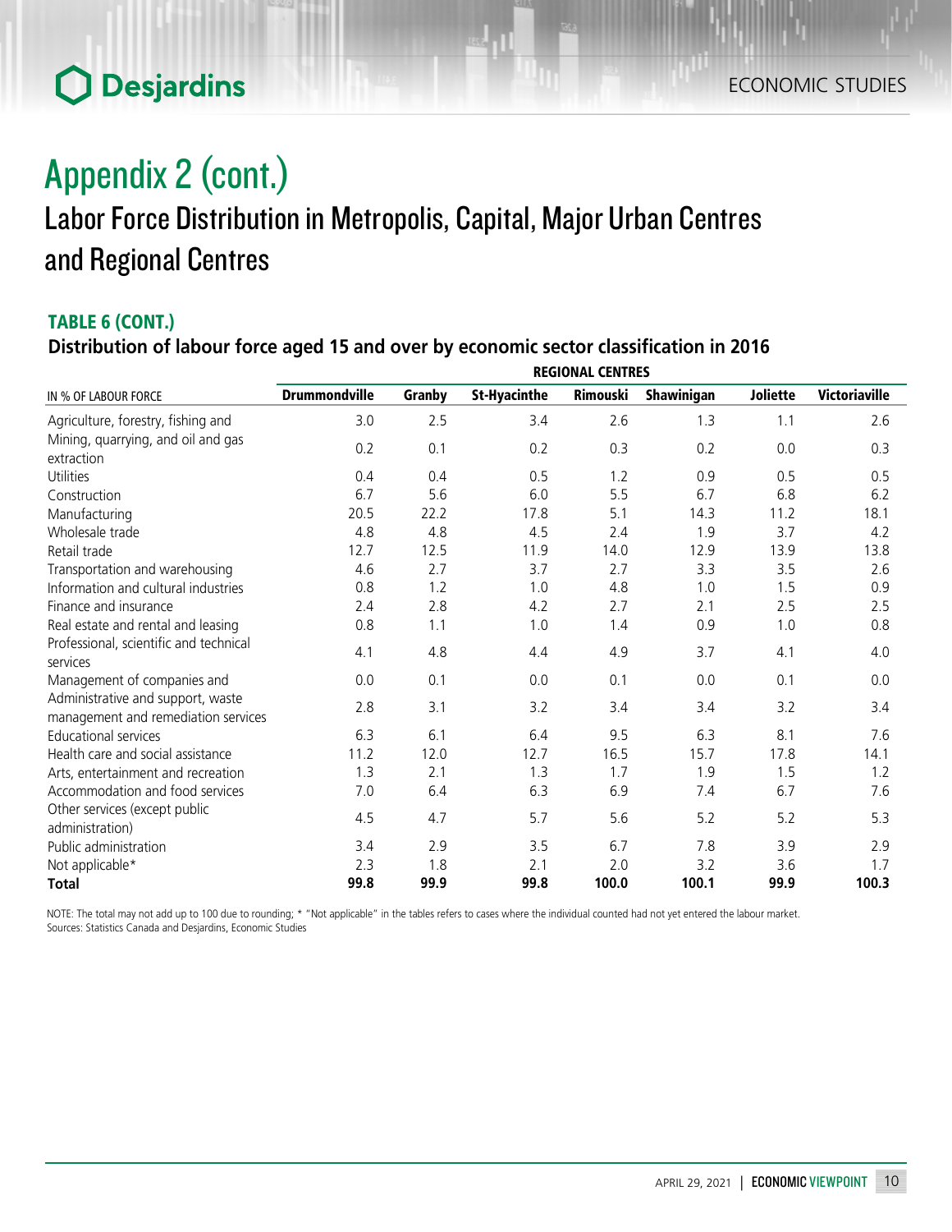# Appendix 2 (cont.)

## Labor Force Distribution in Metropolis, Capital, Major Urban Centres and Regional Centres

### TABLE 6 (CONT.)

**Distribution of labour force aged 15 and over by economic sector classification in 2016**

| | REGIONAL CENTRES | | | | | | |
|---|---|---|---|---|---|---|---|
| IN % OF LABOUR FORCE | **Drummondville** | **Granby** | **St-Hyacinthe** | **Rimouski** | **Shawinigan** | **Joliette** | **Victoriaville** |
| Agriculture, forestry, fishing and | 3.0 | 2.5 | 3.4 | 2.6 | 1.3 | 1.1 | 2.6 |
| Mining, quarrying, and oil and gas extraction | 0.2 | 0.1 | 0.2 | 0.3 | 0.2 | 0.0 | 0.3 |
| Utilities | 0.4 | 0.4 | 0.5 | 1.2 | 0.9 | 0.5 | 0.5 |
| Construction | 6.7 | 5.6 | 6.0 | 5.5 | 6.7 | 6.8 | 6.2 |
| Manufacturing | 20.5 | 22.2 | 17.8 | 5.1 | 14.3 | 11.2 | 18.1 |
| Wholesale trade | 4.8 | 4.8 | 4.5 | 2.4 | 1.9 | 3.7 | 4.2 |
| Retail trade | 12.7 | 12.5 | 11.9 | 14.0 | 12.9 | 13.9 | 13.8 |
| Transportation and warehousing | 4.6 | 2.7 | 3.7 | 2.7 | 3.3 | 3.5 | 2.6 |
| Information and cultural industries | 0.8 | 1.2 | 1.0 | 4.8 | 1.0 | 1.5 | 0.9 |
| Finance and insurance | 2.4 | 2.8 | 4.2 | 2.7 | 2.1 | 2.5 | 2.5 |
| Real estate and rental and leasing | 0.8 | 1.1 | 1.0 | 1.4 | 0.9 | 1.0 | 0.8 |
| Professional, scientific and technical services | 4.1 | 4.8 | 4.4 | 4.9 | 3.7 | 4.1 | 4.0 |
| Management of companies and | 0.0 | 0.1 | 0.0 | 0.1 | 0.0 | 0.1 | 0.0 |
| Administrative and support, waste management and remediation services | 2.8 | 3.1 | 3.2 | 3.4 | 3.4 | 3.2 | 3.4 |
| Educational services | 6.3 | 6.1 | 6.4 | 9.5 | 6.3 | 8.1 | 7.6 |
| Health care and social assistance | 11.2 | 12.0 | 12.7 | 16.5 | 15.7 | 17.8 | 14.1 |
| Arts, entertainment and recreation | 1.3 | 2.1 | 1.3 | 1.7 | 1.9 | 1.5 | 1.2 |
| Accommodation and food services | 7.0 | 6.4 | 6.3 | 6.9 | 7.4 | 6.7 | 7.6 |
| Other services (except public administration) | 4.5 | 4.7 | 5.7 | 5.6 | 5.2 | 5.2 | 5.3 |
| Public administration | 3.4 | 2.9 | 3.5 | 6.7 | 7.8 | 3.9 | 2.9 |
| Not applicable* | 2.3 | 1.8 | 2.1 | 2.0 | 3.2 | 3.6 | 1.7 |
| **Total** | **99.8** | **99.9** | **99.8** | **100.0** | **100.1** | **99.9** | **100.3** |

NOTE: The total may not add up to 100 due to rounding; * "Not applicable" in the tables refers to cases where the individual counted had not yet entered the labour market.
Sources: Statistics Canada and Desjardins, Economic Studies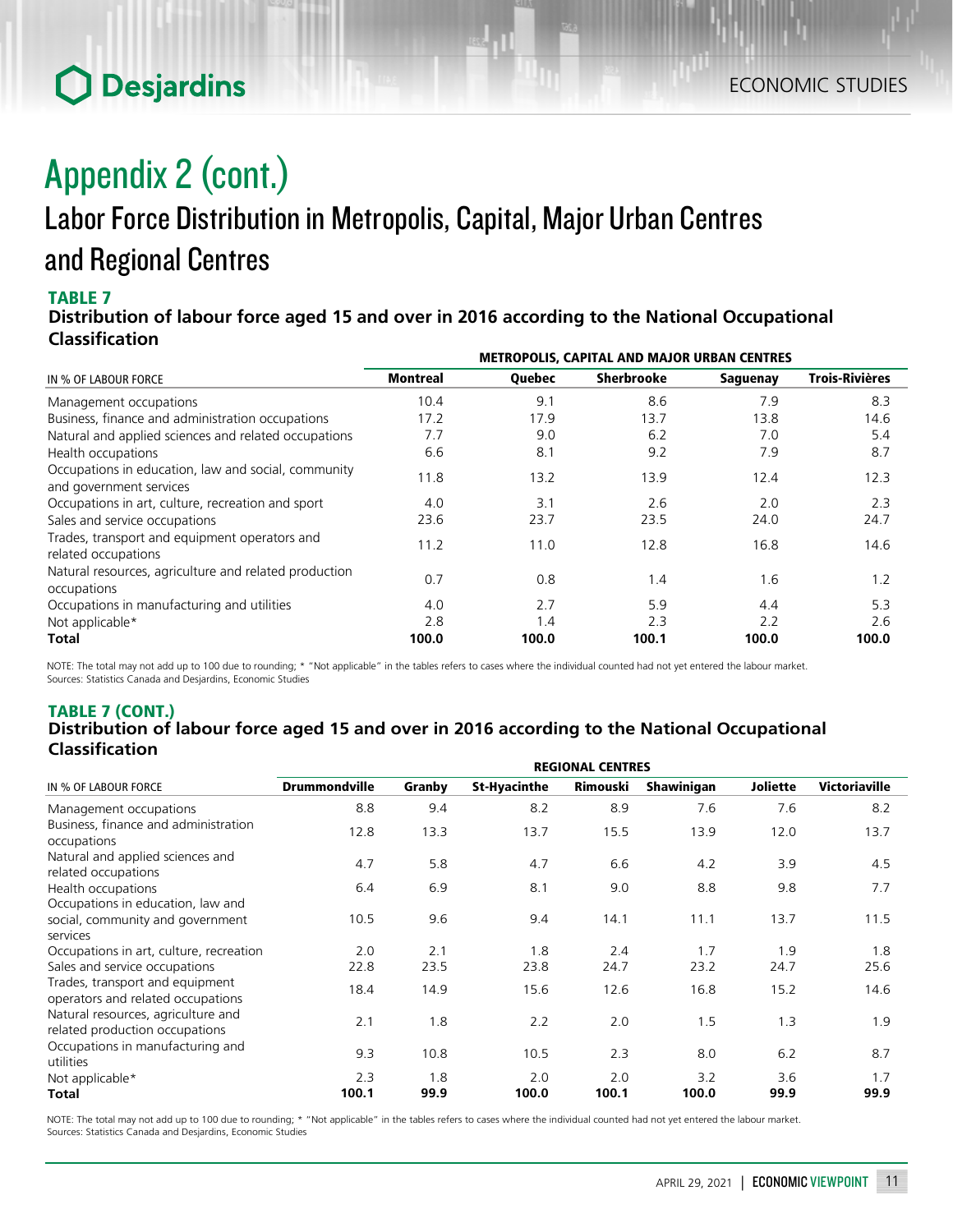# Appendix 2 (cont.)

## Labor Force Distribution in Metropolis, Capital, Major Urban Centres and Regional Centres

### TABLE 7

**Distribution of labour force aged 15 and over in 2016 according to the National Occupational Classification**

| | METROPOLIS, CAPITAL AND MAJOR URBAN CENTRES | | | | |
|---|---|---|---|---|---|
| IN % OF LABOUR FORCE | **Montreal** | **Quebec** | **Sherbrooke** | **Saguenay** | **Trois-Rivières** |
| Management occupations | 10.4 | 9.1 | 8.6 | 7.9 | 8.3 |
| Business, finance and administration occupations | 17.2 | 17.9 | 13.7 | 13.8 | 14.6 |
| Natural and applied sciences and related occupations | 7.7 | 9.0 | 6.2 | 7.0 | 5.4 |
| Health occupations | 6.6 | 8.1 | 9.2 | 7.9 | 8.7 |
| Occupations in education, law and social, community and government services | 11.8 | 13.2 | 13.9 | 12.4 | 12.3 |
| Occupations in art, culture, recreation and sport | 4.0 | 3.1 | 2.6 | 2.0 | 2.3 |
| Sales and service occupations | 23.6 | 23.7 | 23.5 | 24.0 | 24.7 |
| Trades, transport and equipment operators and related occupations | 11.2 | 11.0 | 12.8 | 16.8 | 14.6 |
| Natural resources, agriculture and related production occupations | 0.7 | 0.8 | 1.4 | 1.6 | 1.2 |
| Occupations in manufacturing and utilities | 4.0 | 2.7 | 5.9 | 4.4 | 5.3 |
| Not applicable* | 2.8 | 1.4 | 2.3 | 2.2 | 2.6 |
| **Total** | **100.0** | **100.0** | **100.1** | **100.0** | **100.0** |

NOTE: The total may not add up to 100 due to rounding; * "Not applicable" in the tables refers to cases where the individual counted had not yet entered the labour market.
Sources: Statistics Canada and Desjardins, Economic Studies

### TABLE 7 (CONT.)

**Distribution of labour force aged 15 and over in 2016 according to the National Occupational Classification**

| | REGIONAL CENTRES | | | | | | |
|---|---|---|---|---|---|---|---|
| IN % OF LABOUR FORCE | **Drummondville** | **Granby** | **St-Hyacinthe** | **Rimouski** | **Shawinigan** | **Joliette** | **Victoriaville** |
| Management occupations | 8.8 | 9.4 | 8.2 | 8.9 | 7.6 | 7.6 | 8.2 |
| Business, finance and administration occupations | 12.8 | 13.3 | 13.7 | 15.5 | 13.9 | 12.0 | 13.7 |
| Natural and applied sciences and related occupations | 4.7 | 5.8 | 4.7 | 6.6 | 4.2 | 3.9 | 4.5 |
| Health occupations | 6.4 | 6.9 | 8.1 | 9.0 | 8.8 | 9.8 | 7.7 |
| Occupations in education, law and social, community and government services | 10.5 | 9.6 | 9.4 | 14.1 | 11.1 | 13.7 | 11.5 |
| Occupations in art, culture, recreation | 2.0 | 2.1 | 1.8 | 2.4 | 1.7 | 1.9 | 1.8 |
| Sales and service occupations | 22.8 | 23.5 | 23.8 | 24.7 | 23.2 | 24.7 | 25.6 |
| Trades, transport and equipment operators and related occupations | 18.4 | 14.9 | 15.6 | 12.6 | 16.8 | 15.2 | 14.6 |
| Natural resources, agriculture and related production occupations | 2.1 | 1.8 | 2.2 | 2.0 | 1.5 | 1.3 | 1.9 |
| Occupations in manufacturing and utilities | 9.3 | 10.8 | 10.5 | 2.3 | 8.0 | 6.2 | 8.7 |
| Not applicable* | 2.3 | 1.8 | 2.0 | 2.0 | 3.2 | 3.6 | 1.7 |
| **Total** | **100.1** | **99.9** | **100.0** | **100.1** | **100.0** | **99.9** | **99.9** |

NOTE: The total may not add up to 100 due to rounding; * "Not applicable" in the tables refers to cases where the individual counted had not yet entered the labour market.
Sources: Statistics Canada and Desjardins, Economic Studies